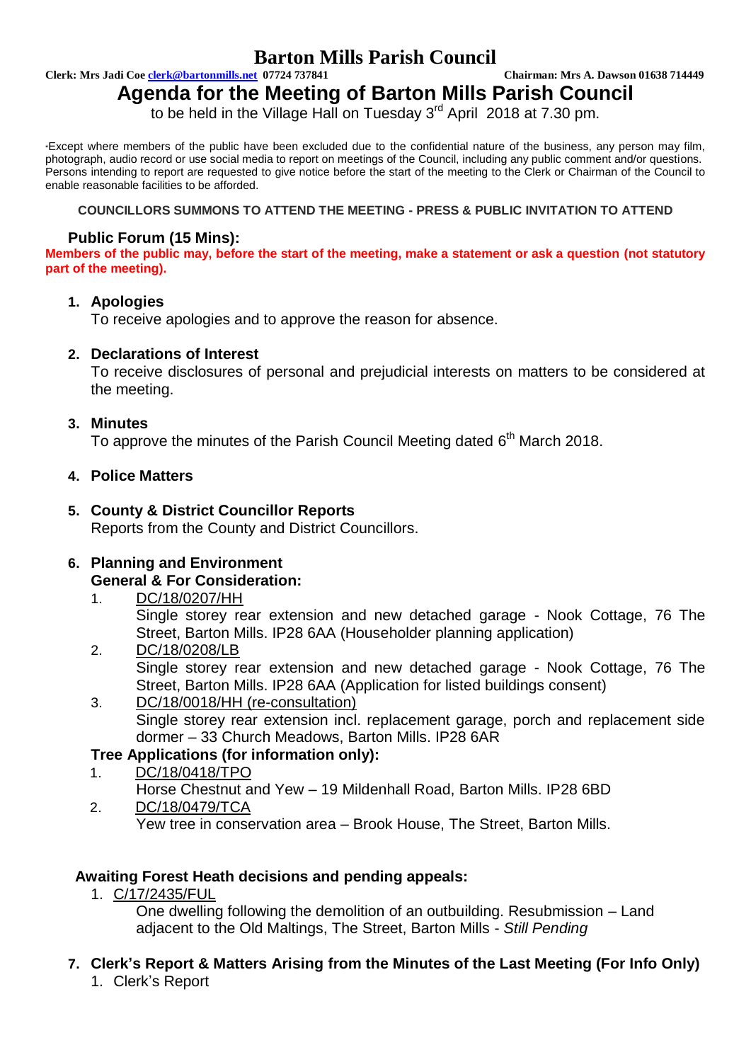# Barton Mills Parish Council

**Clerk: Mrs Jadi Coe clerk@bartonmills.net 07724 737841** **Chairman: Mrs A. Dawson 01638 714449**

## Agenda for the Meeting of Barton Mills Parish Council

to be held in the Village Hall on Tuesday 3rd April 2018 at 7.30 pm.

*Except where members of the public have been excluded due to the confidential nature of the business, any person may film, photograph, audio record or use social media to report on meetings of the Council, including any public comment and/or questions. Persons intending to report are requested to give notice before the start of the meeting to the Clerk or Chairman of the Council to enable reasonable facilities to be afforded.

**COUNCILLORS SUMMONS TO ATTEND THE MEETING - PRESS & PUBLIC INVITATION TO ATTEND**

### Public Forum (15 Mins):

**Members of the public may, before the start of the meeting, make a statement or ask a question (not statutory part of the meeting).**

1. **Apologies**
   To receive apologies and to approve the reason for absence.

2. **Declarations of Interest**
   To receive disclosures of personal and prejudicial interests on matters to be considered at the meeting.

3. **Minutes**
   To approve the minutes of the Parish Council Meeting dated 6th March 2018.

4. **Police Matters**

5. **County & District Councillor Reports**
   Reports from the County and District Councillors.

6. **Planning and Environment**
   **General & For Consideration:**
   1. DC/18/0207/HH
      Single storey rear extension and new detached garage - Nook Cottage, 76 The Street, Barton Mills. IP28 6AA (Householder planning application)
   2. DC/18/0208/LB
      Single storey rear extension and new detached garage - Nook Cottage, 76 The Street, Barton Mills. IP28 6AA (Application for listed buildings consent)
   3. DC/18/0018/HH (re-consultation)
      Single storey rear extension incl. replacement garage, porch and replacement side dormer – 33 Church Meadows, Barton Mills. IP28 6AR

   **Tree Applications (for information only):**
   1. DC/18/0418/TPO
      Horse Chestnut and Yew – 19 Mildenhall Road, Barton Mills. IP28 6BD
   2. DC/18/0479/TCA
      Yew tree in conservation area – Brook House, The Street, Barton Mills.

   **Awaiting Forest Heath decisions and pending appeals:**
   1. C/17/2435/FUL
      One dwelling following the demolition of an outbuilding. Resubmission – Land adjacent to the Old Maltings, The Street, Barton Mills - *Still Pending*

7. **Clerk's Report & Matters Arising from the Minutes of the Last Meeting (For Info Only)**
   1. Clerk's Report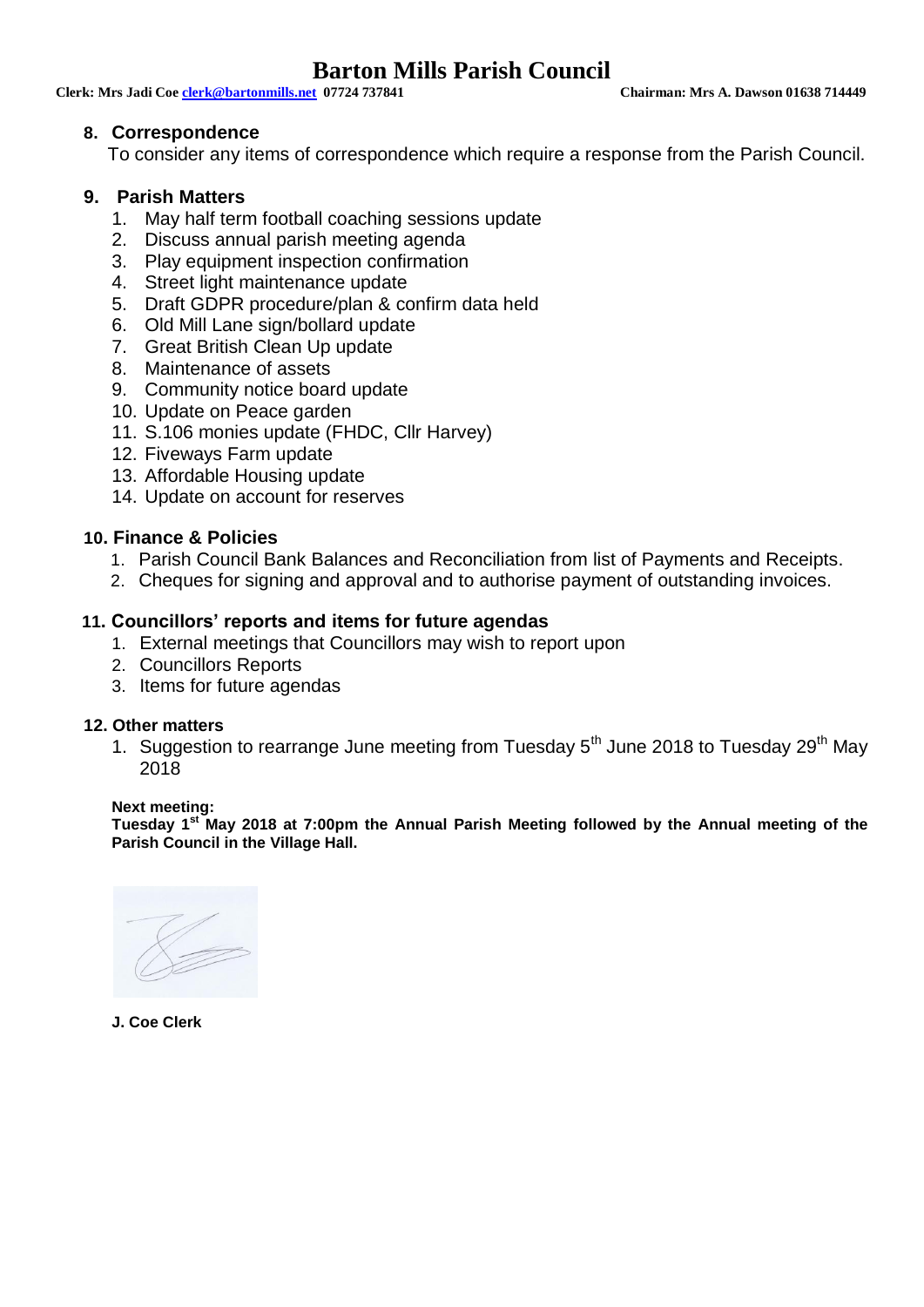# Barton Mills Parish Council

**Clerk: Mrs Jadi Coe clerk@bartonmills.net 07724 737841** **Chairman: Mrs A. Dawson 01638 714449**

## 8. Correspondence

To consider any items of correspondence which require a response from the Parish Council.

## 9. Parish Matters

1. May half term football coaching sessions update
2. Discuss annual parish meeting agenda
3. Play equipment inspection confirmation
4. Street light maintenance update
5. Draft GDPR procedure/plan & confirm data held
6. Old Mill Lane sign/bollard update
7. Great British Clean Up update
8. Maintenance of assets
9. Community notice board update
10. Update on Peace garden
11. S.106 monies update (FHDC, Cllr Harvey)
12. Fiveways Farm update
13. Affordable Housing update
14. Update on account for reserves

## 10. Finance & Policies

1. Parish Council Bank Balances and Reconciliation from list of Payments and Receipts.
2. Cheques for signing and approval and to authorise payment of outstanding invoices.

## 11. Councillors' reports and items for future agendas

1. External meetings that Councillors may wish to report upon
2. Councillors Reports
3. Items for future agendas

## 12. Other matters

1. Suggestion to rearrange June meeting from Tuesday 5th June 2018 to Tuesday 29th May 2018

**Next meeting:**
**Tuesday 1st May 2018 at 7:00pm the Annual Parish Meeting followed by the Annual meeting of the Parish Council in the Village Hall.**

**J. Coe Clerk**